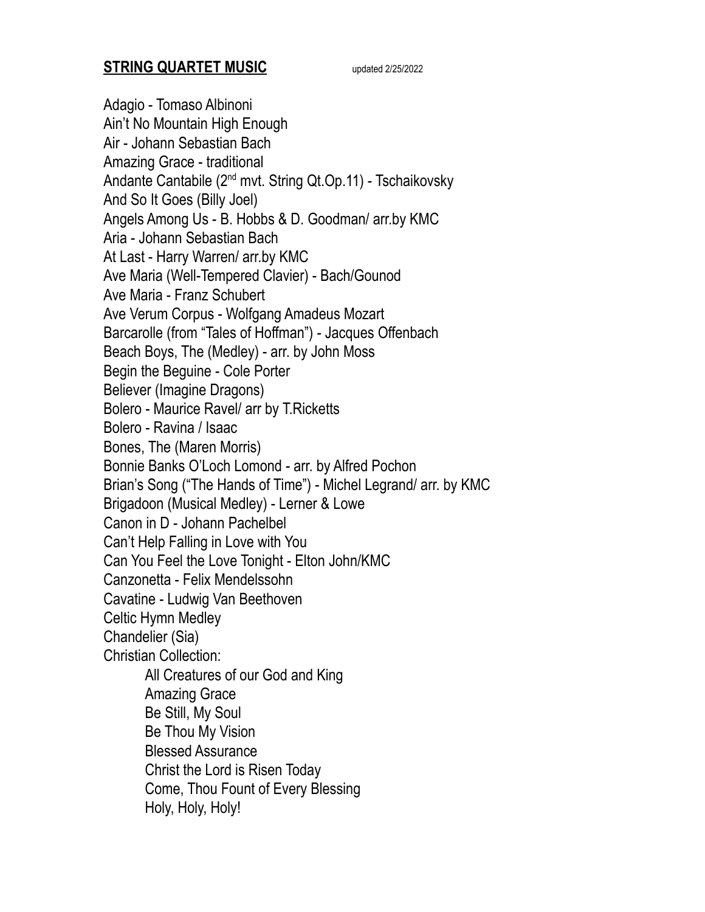## **STRING QUARTET MUSIC**

updated 2/25/2022

Adagio - Tomaso Albinoni
Ain't No Mountain High Enough
Air - Johann Sebastian Bach
Amazing Grace - traditional
Andante Cantabile (2nd mvt. String Qt.Op.11) - Tschaikovsky
And So It Goes (Billy Joel)
Angels Among Us - B. Hobbs & D. Goodman/ arr.by KMC
Aria - Johann Sebastian Bach
At Last - Harry Warren/ arr.by KMC
Ave Maria (Well-Tempered Clavier) - Bach/Gounod
Ave Maria - Franz Schubert
Ave Verum Corpus - Wolfgang Amadeus Mozart
Barcarolle (from "Tales of Hoffman") - Jacques Offenbach
Beach Boys, The (Medley) - arr. by John Moss
Begin the Beguine - Cole Porter
Believer (Imagine Dragons)
Bolero - Maurice Ravel/ arr by T.Ricketts
Bolero - Ravina / Isaac
Bones, The (Maren Morris)
Bonnie Banks O'Loch Lomond - arr. by Alfred Pochon
Brian's Song ("The Hands of Time") - Michel Legrand/ arr. by KMC
Brigadoon (Musical Medley) - Lerner & Lowe
Canon in D - Johann Pachelbel
Can't Help Falling in Love with You
Can You Feel the Love Tonight - Elton John/KMC
Canzonetta - Felix Mendelssohn
Cavatine - Ludwig Van Beethoven
Celtic Hymn Medley
Chandelier (Sia)
Christian Collection:

- All Creatures of our God and King
- Amazing Grace
- Be Still, My Soul
- Be Thou My Vision
- Blessed Assurance
- Christ the Lord is Risen Today
- Come, Thou Fount of Every Blessing
- Holy, Holy, Holy!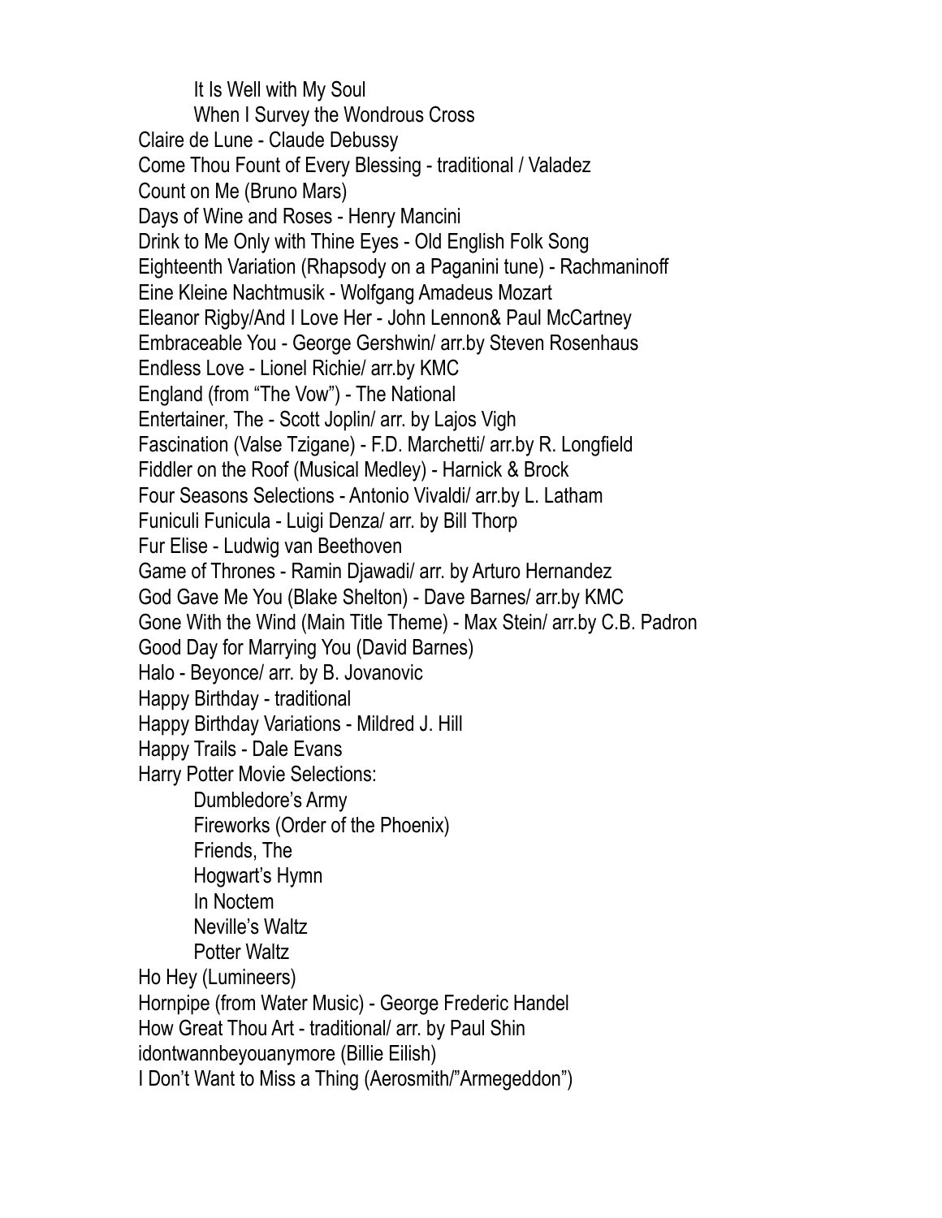- It Is Well with My Soul
- When I Survey the Wondrous Cross

Claire de Lune - Claude Debussy
Come Thou Fount of Every Blessing - traditional / Valadez
Count on Me (Bruno Mars)
Days of Wine and Roses - Henry Mancini
Drink to Me Only with Thine Eyes - Old English Folk Song
Eighteenth Variation (Rhapsody on a Paganini tune) - Rachmaninoff
Eine Kleine Nachtmusik - Wolfgang Amadeus Mozart
Eleanor Rigby/And I Love Her - John Lennon& Paul McCartney
Embraceable You - George Gershwin/ arr.by Steven Rosenhaus
Endless Love - Lionel Richie/ arr.by KMC
England (from "The Vow") - The National
Entertainer, The - Scott Joplin/ arr. by Lajos Vigh
Fascination (Valse Tzigane) - F.D. Marchetti/ arr.by R. Longfield
Fiddler on the Roof (Musical Medley) - Harnick & Brock
Four Seasons Selections - Antonio Vivaldi/ arr.by L. Latham
Funiculi Funicula - Luigi Denza/ arr. by Bill Thorp
Fur Elise - Ludwig van Beethoven
Game of Thrones - Ramin Djawadi/ arr. by Arturo Hernandez
God Gave Me You (Blake Shelton) - Dave Barnes/ arr.by KMC
Gone With the Wind (Main Title Theme) - Max Stein/ arr.by C.B. Padron
Good Day for Marrying You (David Barnes)
Halo - Beyonce/ arr. by B. Jovanovic
Happy Birthday - traditional
Happy Birthday Variations - Mildred J. Hill
Happy Trails - Dale Evans
Harry Potter Movie Selections:

- Dumbledore's Army
- Fireworks (Order of the Phoenix)
- Friends, The
- Hogwart's Hymn
- In Noctem
- Neville's Waltz
- Potter Waltz

Ho Hey (Lumineers)
Hornpipe (from Water Music) - George Frederic Handel
How Great Thou Art - traditional/ arr. by Paul Shin
idontwannbeyouanymore (Billie Eilish)
I Don't Want to Miss a Thing (Aerosmith/"Armegeddon")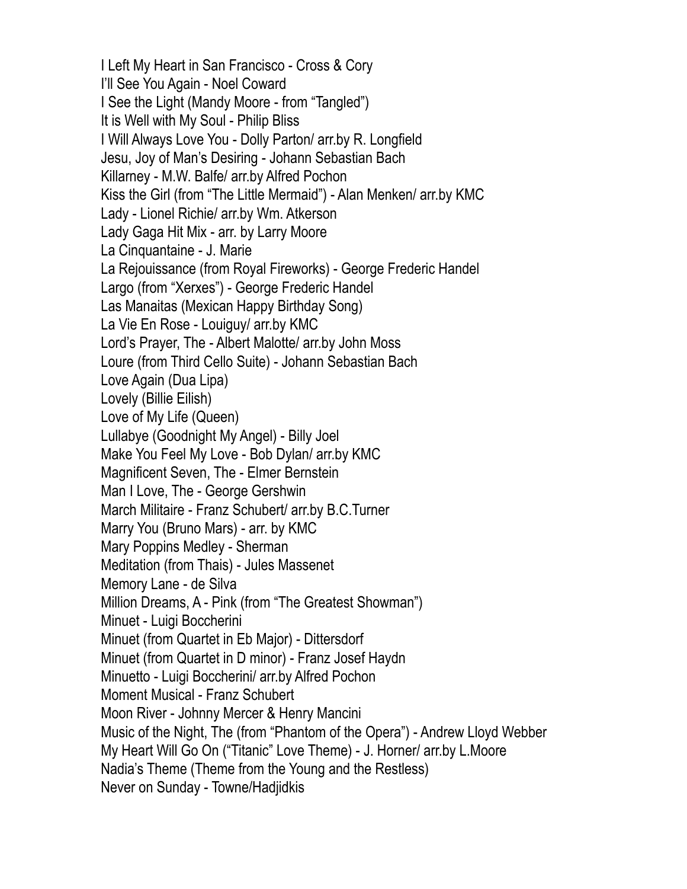I Left My Heart in San Francisco - Cross & Cory
I'll See You Again - Noel Coward
I See the Light (Mandy Moore - from "Tangled")
It is Well with My Soul - Philip Bliss
I Will Always Love You - Dolly Parton/ arr.by R. Longfield
Jesu, Joy of Man's Desiring - Johann Sebastian Bach
Killarney - M.W. Balfe/ arr.by Alfred Pochon
Kiss the Girl (from "The Little Mermaid") - Alan Menken/ arr.by KMC
Lady - Lionel Richie/ arr.by Wm. Atkerson
Lady Gaga Hit Mix - arr. by Larry Moore
La Cinquantaine - J. Marie
La Rejouissance (from Royal Fireworks) - George Frederic Handel
Largo (from "Xerxes") - George Frederic Handel
Las Manaitas (Mexican Happy Birthday Song)
La Vie En Rose - Louiguy/ arr.by KMC
Lord's Prayer, The - Albert Malotte/ arr.by John Moss
Loure (from Third Cello Suite) - Johann Sebastian Bach
Love Again (Dua Lipa)
Lovely (Billie Eilish)
Love of My Life (Queen)
Lullabye (Goodnight My Angel) - Billy Joel
Make You Feel My Love - Bob Dylan/ arr.by KMC
Magnificent Seven, The - Elmer Bernstein
Man I Love, The - George Gershwin
March Militaire - Franz Schubert/ arr.by B.C.Turner
Marry You (Bruno Mars) - arr. by KMC
Mary Poppins Medley - Sherman
Meditation (from Thais) - Jules Massenet
Memory Lane - de Silva
Million Dreams, A - Pink (from "The Greatest Showman")
Minuet - Luigi Boccherini
Minuet (from Quartet in Eb Major) - Dittersdorf
Minuet (from Quartet in D minor) - Franz Josef Haydn
Minuetto - Luigi Boccherini/ arr.by Alfred Pochon
Moment Musical - Franz Schubert
Moon River - Johnny Mercer & Henry Mancini
Music of the Night, The (from "Phantom of the Opera") - Andrew Lloyd Webber
My Heart Will Go On ("Titanic" Love Theme) - J. Horner/ arr.by L.Moore
Nadia's Theme (Theme from the Young and the Restless)
Never on Sunday - Towne/Hadjidkis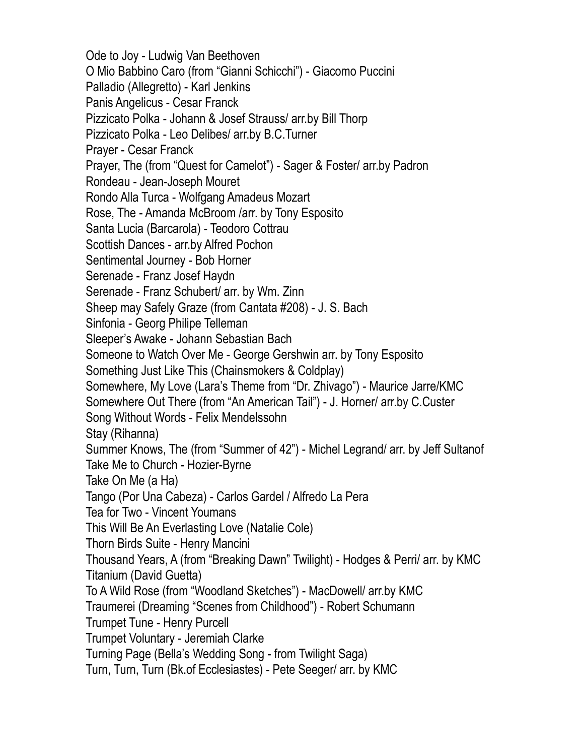Ode to Joy - Ludwig Van Beethoven
O Mio Babbino Caro (from “Gianni Schicchi”) - Giacomo Puccini
Palladio (Allegretto) - Karl Jenkins
Panis Angelicus - Cesar Franck
Pizzicato Polka - Johann & Josef Strauss/ arr.by Bill Thorp
Pizzicato Polka - Leo Delibes/ arr.by B.C.Turner
Prayer - Cesar Franck
Prayer, The (from “Quest for Camelot”) - Sager & Foster/ arr.by Padron
Rondeau - Jean-Joseph Mouret
Rondo Alla Turca - Wolfgang Amadeus Mozart
Rose, The - Amanda McBroom /arr. by Tony Esposito
Santa Lucia (Barcarola) - Teodoro Cottrau
Scottish Dances - arr.by Alfred Pochon
Sentimental Journey - Bob Horner
Serenade - Franz Josef Haydn
Serenade - Franz Schubert/ arr. by Wm. Zinn
Sheep may Safely Graze (from Cantata #208) - J. S. Bach
Sinfonia - Georg Philipe Telleman
Sleeper’s Awake - Johann Sebastian Bach
Someone to Watch Over Me - George Gershwin arr. by Tony Esposito
Something Just Like This (Chainsmokers & Coldplay)
Somewhere, My Love (Lara’s Theme from “Dr. Zhivago”) - Maurice Jarre/KMC
Somewhere Out There (from “An American Tail”) - J. Horner/ arr.by C.Custer
Song Without Words - Felix Mendelssohn
Stay (Rihanna)
Summer Knows, The (from “Summer of 42”) - Michel Legrand/ arr. by Jeff Sultanof
Take Me to Church - Hozier-Byrne
Take On Me (a Ha)
Tango (Por Una Cabeza) - Carlos Gardel / Alfredo La Pera
Tea for Two - Vincent Youmans
This Will Be An Everlasting Love (Natalie Cole)
Thorn Birds Suite - Henry Mancini
Thousand Years, A (from “Breaking Dawn” Twilight) - Hodges & Perri/ arr. by KMC
Titanium (David Guetta)
To A Wild Rose (from “Woodland Sketches”) - MacDowell/ arr.by KMC
Traumerei (Dreaming “Scenes from Childhood”) - Robert Schumann
Trumpet Tune - Henry Purcell
Trumpet Voluntary - Jeremiah Clarke
Turning Page (Bella’s Wedding Song - from Twilight Saga)
Turn, Turn, Turn (Bk.of Ecclesiastes) - Pete Seeger/ arr. by KMC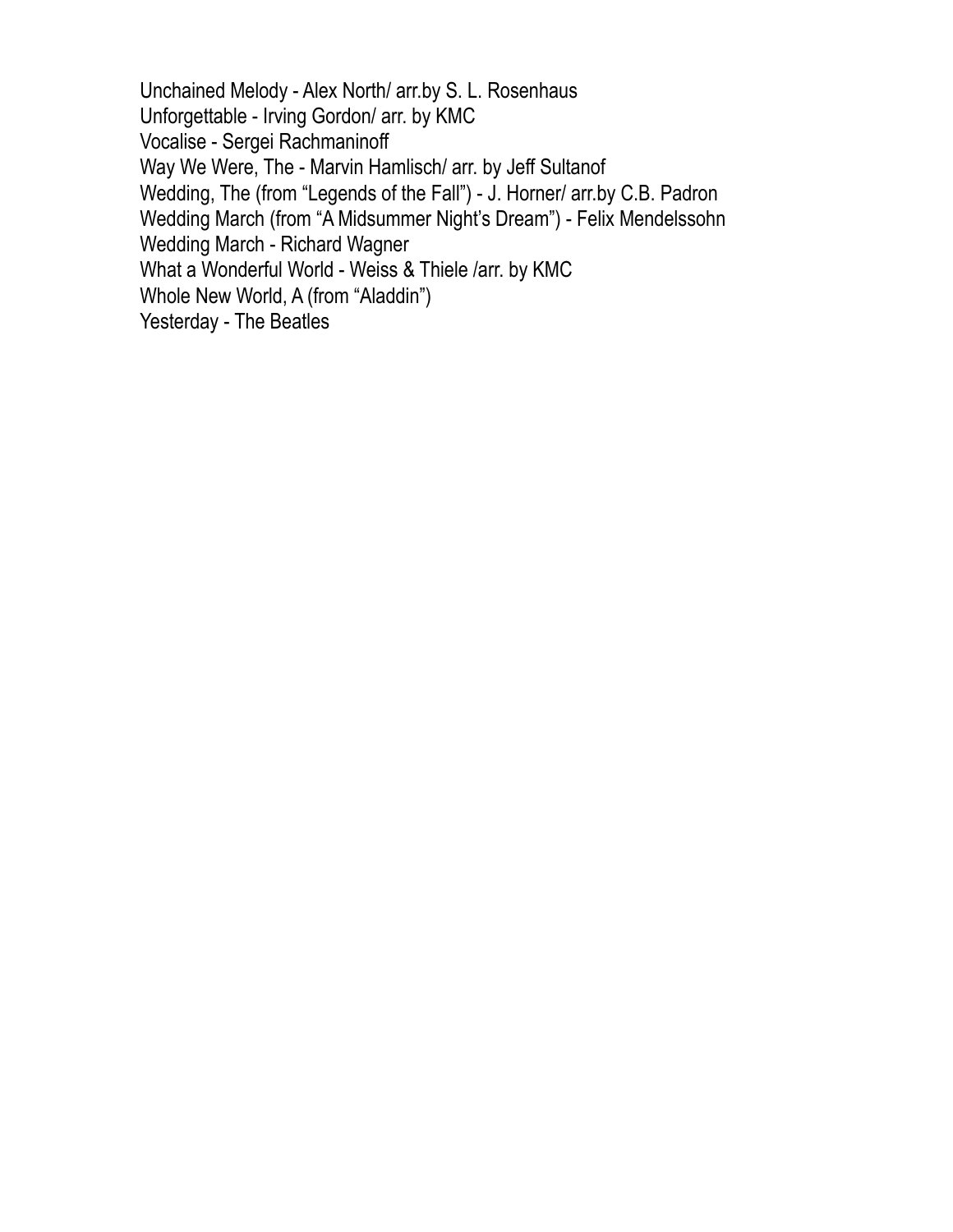Unchained Melody - Alex North/ arr.by S. L. Rosenhaus
Unforgettable - Irving Gordon/ arr. by KMC
Vocalise - Sergei Rachmaninoff
Way We Were, The - Marvin Hamlisch/ arr. by Jeff Sultanof
Wedding, The (from “Legends of the Fall”) - J. Horner/ arr.by C.B. Padron
Wedding March (from “A Midsummer Night’s Dream”) - Felix Mendelssohn
Wedding March - Richard Wagner
What a Wonderful World - Weiss & Thiele /arr. by KMC
Whole New World, A (from “Aladdin”)
Yesterday - The Beatles